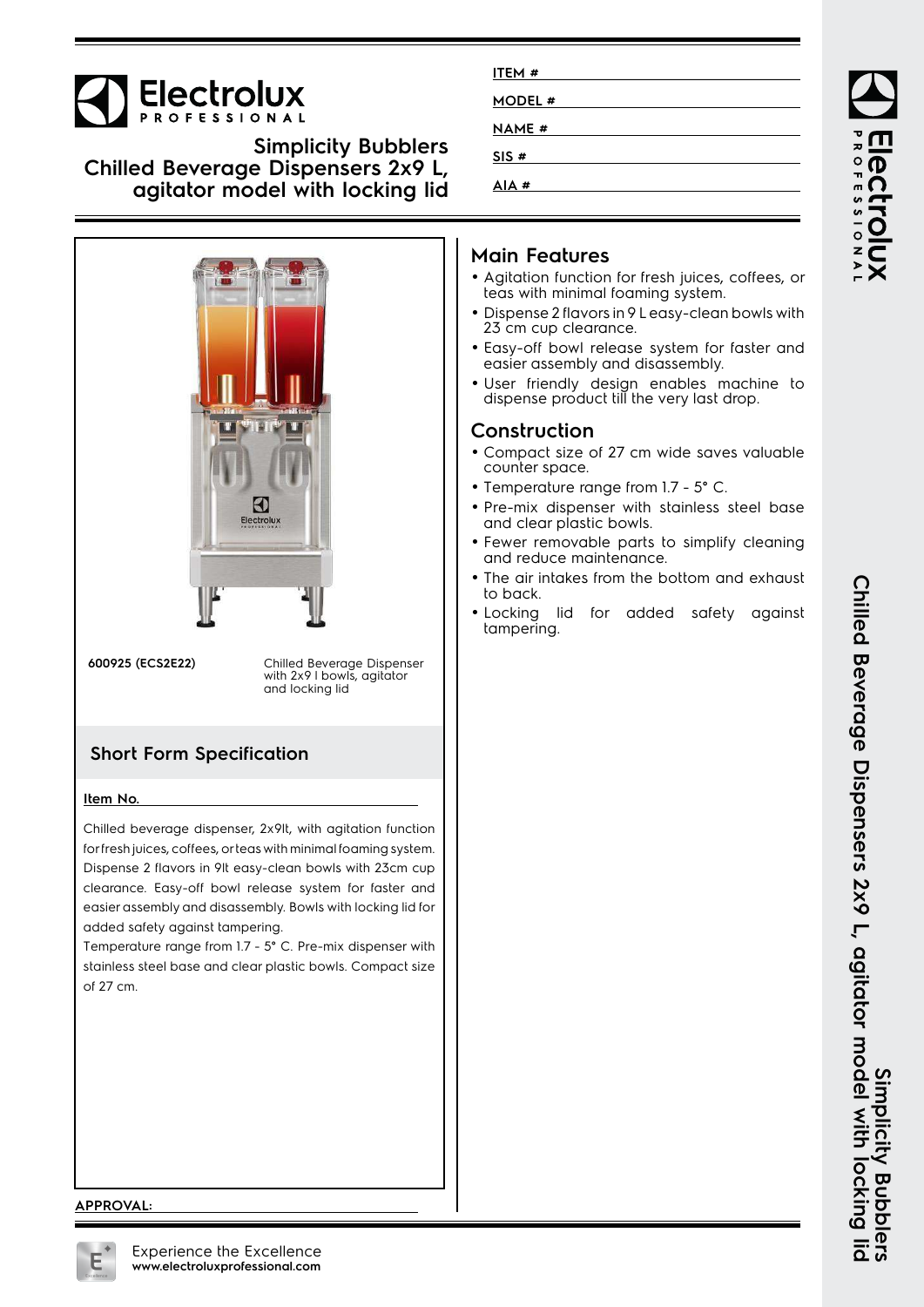# Electrolux PROFESSIONAL

## Simplicity Bubblers Chilled Beverage Dispensers 2x9 L, agitator model with locking lid

ITEM # ____________

MODEL # ____________

NAME # ____________

SIS # ____________

AIA # ____________

**600925 (ECS2E22)** Chilled Beverage Dispenser with 2x9 l bowls, agitator and locking lid

## Short Form Specification

**Item No.** ____________

Chilled beverage dispenser, 2x9lt, with agitation function for fresh juices, coffees, or teas with minimal foaming system. Dispense 2 flavors in 9lt easy-clean bowls with 23cm cup clearance. Easy-off bowl release system for faster and easier assembly and disassembly. Bowls with locking lid for added safety against tampering.

Temperature range from 1.7 - 5° C. Pre-mix dispenser with stainless steel base and clear plastic bowls. Compact size of 27 cm.

## Main Features

- Agitation function for fresh juices, coffees, or teas with minimal foaming system.
- Dispense 2 flavors in 9 L easy-clean bowls with 23 cm cup clearance.
- Easy-off bowl release system for faster and easier assembly and disassembly.
- User friendly design enables machine to dispense product till the very last drop.

## Construction

- Compact size of 27 cm wide saves valuable counter space.
- Temperature range from 1.7 - 5° C.
- Pre-mix dispenser with stainless steel base and clear plastic bowls.
- Fewer removable parts to simplify cleaning and reduce maintenance.
- The air intakes from the bottom and exhaust to back.
- Locking lid for added safety against tampering.

APPROVAL: ____________

Experience the Excellence
www.electroluxprofessional.com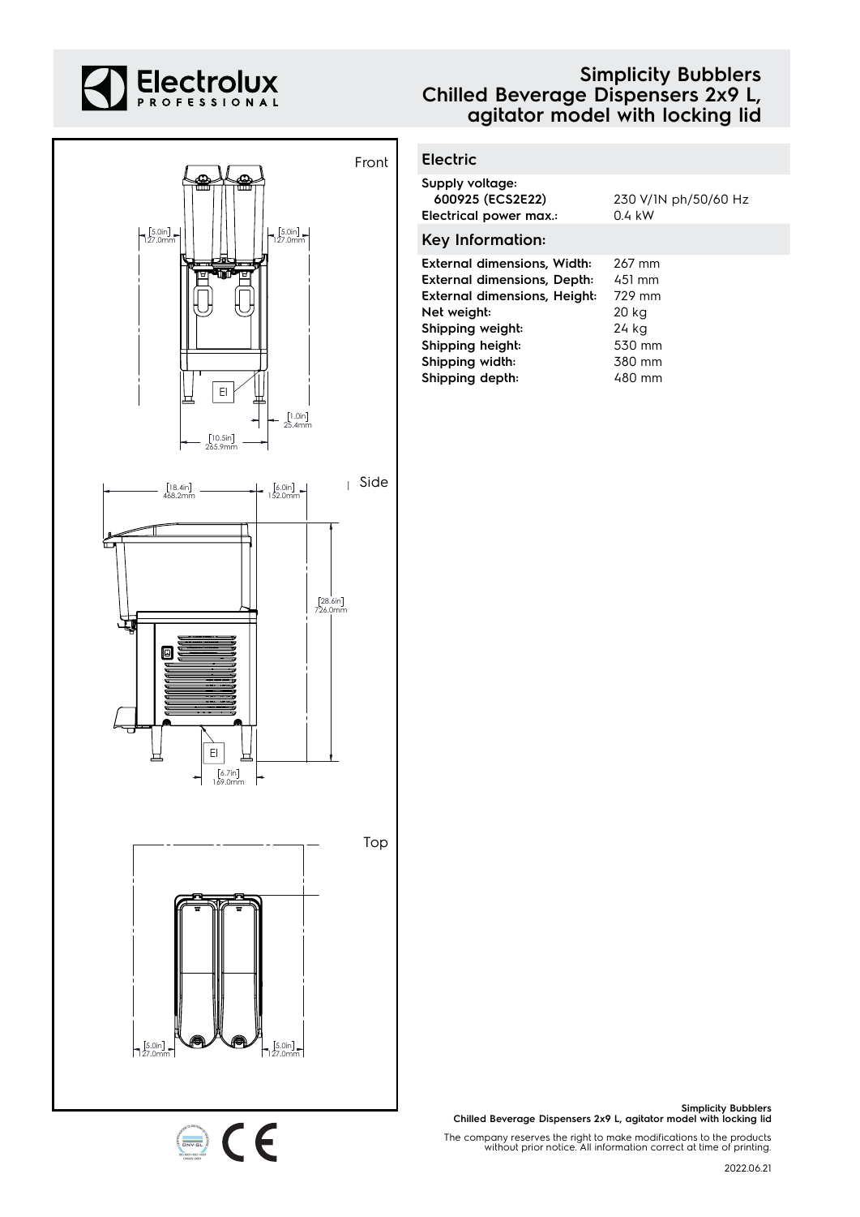# Simplicity Bubblers Chilled Beverage Dispensers 2x9 L, agitator model with locking lid

Front

[5.0in]
127.0mm

[5.0in]
127.0mm

EI

[1.0in]
25.4mm

[10.5in]
265.9mm

Side

[18.4in]
468.2mm

[6.0in]
152.0mm

[28.6in]
726.0mm

EI

[6.7in]
169.0mm

Top

[5.0in]
127.0mm

[5.0in]
127.0mm

## Electric

| | |
|---|---|
| **Supply voltage:** | |
| **600925 (ECS2E22)** | 230 V/1N ph/50/60 Hz |
| **Electrical power max.:** | 0.4 kW |

## Key Information:

| | |
|---|---|
| **External dimensions, Width:** | 267 mm |
| **External dimensions, Depth:** | 451 mm |
| **External dimensions, Height:** | 729 mm |
| **Net weight:** | 20 kg |
| **Shipping weight:** | 24 kg |
| **Shipping height:** | 530 mm |
| **Shipping width:** | 380 mm |
| **Shipping depth:** | 480 mm |

**Simplicity Bubblers**
**Chilled Beverage Dispensers 2x9 L, agitator model with locking lid**

The company reserves the right to make modifications to the products without prior notice. All information correct at time of printing.

2022.06.21